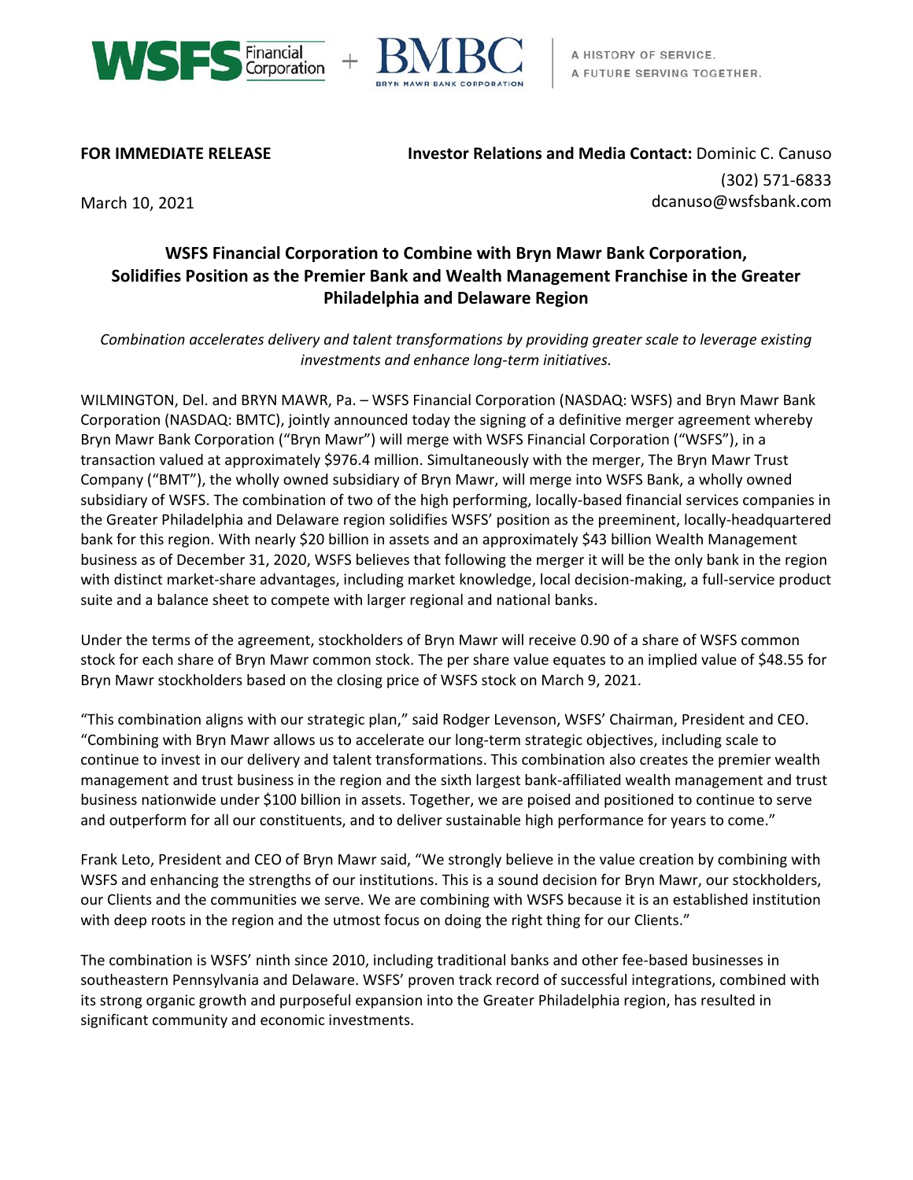**FOR IMMEDIATE RELEASE**

**Investor Relations and Media Contact:** Dominic C. Canuso
(302) 571-6833
dcanuso@wsfsbank.com

March 10, 2021

## WSFS Financial Corporation to Combine with Bryn Mawr Bank Corporation, Solidifies Position as the Premier Bank and Wealth Management Franchise in the Greater Philadelphia and Delaware Region

*Combination accelerates delivery and talent transformations by providing greater scale to leverage existing investments and enhance long-term initiatives.*

WILMINGTON, Del. and BRYN MAWR, Pa. – WSFS Financial Corporation (NASDAQ: WSFS) and Bryn Mawr Bank Corporation (NASDAQ: BMTC), jointly announced today the signing of a definitive merger agreement whereby Bryn Mawr Bank Corporation ("Bryn Mawr") will merge with WSFS Financial Corporation ("WSFS"), in a transaction valued at approximately $976.4 million. Simultaneously with the merger, The Bryn Mawr Trust Company ("BMT"), the wholly owned subsidiary of Bryn Mawr, will merge into WSFS Bank, a wholly owned subsidiary of WSFS. The combination of two of the high performing, locally-based financial services companies in the Greater Philadelphia and Delaware region solidifies WSFS' position as the preeminent, locally-headquartered bank for this region. With nearly $20 billion in assets and an approximately $43 billion Wealth Management business as of December 31, 2020, WSFS believes that following the merger it will be the only bank in the region with distinct market-share advantages, including market knowledge, local decision-making, a full-service product suite and a balance sheet to compete with larger regional and national banks.

Under the terms of the agreement, stockholders of Bryn Mawr will receive 0.90 of a share of WSFS common stock for each share of Bryn Mawr common stock. The per share value equates to an implied value of $48.55 for Bryn Mawr stockholders based on the closing price of WSFS stock on March 9, 2021.

"This combination aligns with our strategic plan," said Rodger Levenson, WSFS' Chairman, President and CEO. "Combining with Bryn Mawr allows us to accelerate our long-term strategic objectives, including scale to continue to invest in our delivery and talent transformations. This combination also creates the premier wealth management and trust business in the region and the sixth largest bank-affiliated wealth management and trust business nationwide under $100 billion in assets. Together, we are poised and positioned to continue to serve and outperform for all our constituents, and to deliver sustainable high performance for years to come."

Frank Leto, President and CEO of Bryn Mawr said, "We strongly believe in the value creation by combining with WSFS and enhancing the strengths of our institutions. This is a sound decision for Bryn Mawr, our stockholders, our Clients and the communities we serve. We are combining with WSFS because it is an established institution with deep roots in the region and the utmost focus on doing the right thing for our Clients."

The combination is WSFS' ninth since 2010, including traditional banks and other fee-based businesses in southeastern Pennsylvania and Delaware. WSFS' proven track record of successful integrations, combined with its strong organic growth and purposeful expansion into the Greater Philadelphia region, has resulted in significant community and economic investments.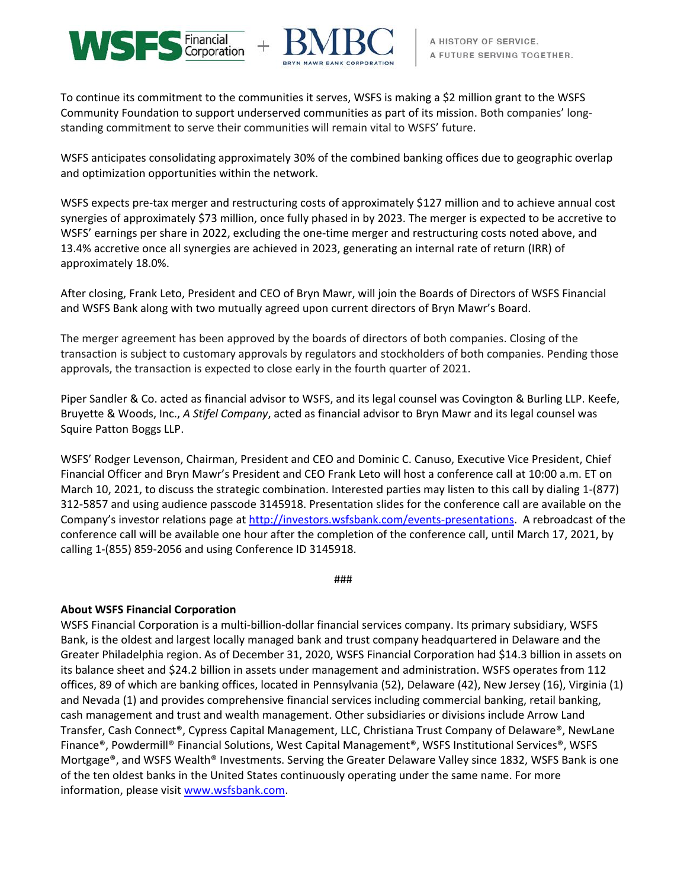To continue its commitment to the communities it serves, WSFS is making a $2 million grant to the WSFS Community Foundation to support underserved communities as part of its mission. Both companies' long-standing commitment to serve their communities will remain vital to WSFS' future.

WSFS anticipates consolidating approximately 30% of the combined banking offices due to geographic overlap and optimization opportunities within the network.

WSFS expects pre-tax merger and restructuring costs of approximately $127 million and to achieve annual cost synergies of approximately $73 million, once fully phased in by 2023. The merger is expected to be accretive to WSFS' earnings per share in 2022, excluding the one-time merger and restructuring costs noted above, and 13.4% accretive once all synergies are achieved in 2023, generating an internal rate of return (IRR) of approximately 18.0%.

After closing, Frank Leto, President and CEO of Bryn Mawr, will join the Boards of Directors of WSFS Financial and WSFS Bank along with two mutually agreed upon current directors of Bryn Mawr's Board.

The merger agreement has been approved by the boards of directors of both companies. Closing of the transaction is subject to customary approvals by regulators and stockholders of both companies. Pending those approvals, the transaction is expected to close early in the fourth quarter of 2021.

Piper Sandler & Co. acted as financial advisor to WSFS, and its legal counsel was Covington & Burling LLP. Keefe, Bruyette & Woods, Inc., *A Stifel Company*, acted as financial advisor to Bryn Mawr and its legal counsel was Squire Patton Boggs LLP.

WSFS' Rodger Levenson, Chairman, President and CEO and Dominic C. Canuso, Executive Vice President, Chief Financial Officer and Bryn Mawr's President and CEO Frank Leto will host a conference call at 10:00 a.m. ET on March 10, 2021, to discuss the strategic combination. Interested parties may listen to this call by dialing 1-(877) 312-5857 and using audience passcode 3145918. Presentation slides for the conference call are available on the Company's investor relations page at http://investors.wsfsbank.com/events-presentations. A rebroadcast of the conference call will be available one hour after the completion of the conference call, until March 17, 2021, by calling 1-(855) 859-2056 and using Conference ID 3145918.

###

**About WSFS Financial Corporation**

WSFS Financial Corporation is a multi-billion-dollar financial services company. Its primary subsidiary, WSFS Bank, is the oldest and largest locally managed bank and trust company headquartered in Delaware and the Greater Philadelphia region. As of December 31, 2020, WSFS Financial Corporation had $14.3 billion in assets on its balance sheet and $24.2 billion in assets under management and administration. WSFS operates from 112 offices, 89 of which are banking offices, located in Pennsylvania (52), Delaware (42), New Jersey (16), Virginia (1) and Nevada (1) and provides comprehensive financial services including commercial banking, retail banking, cash management and trust and wealth management. Other subsidiaries or divisions include Arrow Land Transfer, Cash Connect®, Cypress Capital Management, LLC, Christiana Trust Company of Delaware®, NewLane Finance®, Powdermill® Financial Solutions, West Capital Management®, WSFS Institutional Services®, WSFS Mortgage®, and WSFS Wealth® Investments. Serving the Greater Delaware Valley since 1832, WSFS Bank is one of the ten oldest banks in the United States continuously operating under the same name. For more information, please visit www.wsfsbank.com.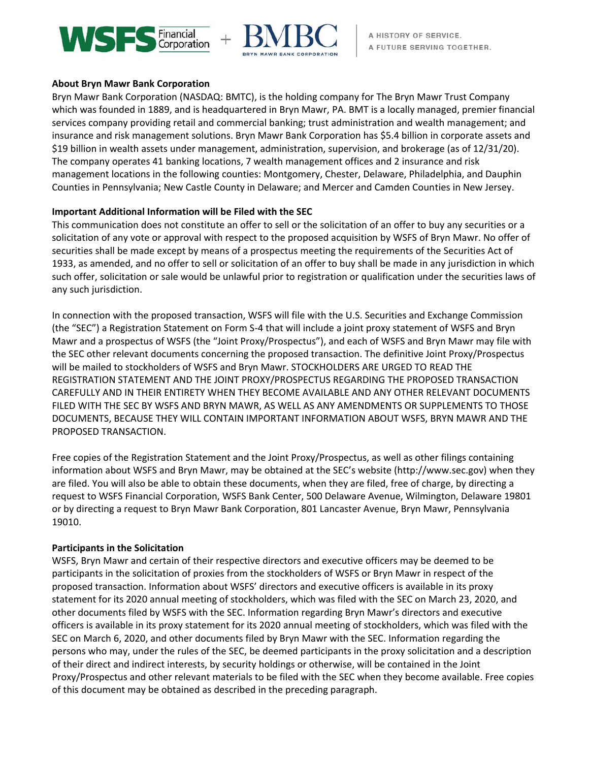**About Bryn Mawr Bank Corporation**

Bryn Mawr Bank Corporation (NASDAQ: BMTC), is the holding company for The Bryn Mawr Trust Company which was founded in 1889, and is headquartered in Bryn Mawr, PA. BMT is a locally managed, premier financial services company providing retail and commercial banking; trust administration and wealth management; and insurance and risk management solutions. Bryn Mawr Bank Corporation has $5.4 billion in corporate assets and $19 billion in wealth assets under management, administration, supervision, and brokerage (as of 12/31/20). The company operates 41 banking locations, 7 wealth management offices and 2 insurance and risk management locations in the following counties: Montgomery, Chester, Delaware, Philadelphia, and Dauphin Counties in Pennsylvania; New Castle County in Delaware; and Mercer and Camden Counties in New Jersey.

**Important Additional Information will be Filed with the SEC**

This communication does not constitute an offer to sell or the solicitation of an offer to buy any securities or a solicitation of any vote or approval with respect to the proposed acquisition by WSFS of Bryn Mawr. No offer of securities shall be made except by means of a prospectus meeting the requirements of the Securities Act of 1933, as amended, and no offer to sell or solicitation of an offer to buy shall be made in any jurisdiction in which such offer, solicitation or sale would be unlawful prior to registration or qualification under the securities laws of any such jurisdiction.

In connection with the proposed transaction, WSFS will file with the U.S. Securities and Exchange Commission (the "SEC") a Registration Statement on Form S-4 that will include a joint proxy statement of WSFS and Bryn Mawr and a prospectus of WSFS (the "Joint Proxy/Prospectus"), and each of WSFS and Bryn Mawr may file with the SEC other relevant documents concerning the proposed transaction. The definitive Joint Proxy/Prospectus will be mailed to stockholders of WSFS and Bryn Mawr. STOCKHOLDERS ARE URGED TO READ THE REGISTRATION STATEMENT AND THE JOINT PROXY/PROSPECTUS REGARDING THE PROPOSED TRANSACTION CAREFULLY AND IN THEIR ENTIRETY WHEN THEY BECOME AVAILABLE AND ANY OTHER RELEVANT DOCUMENTS FILED WITH THE SEC BY WSFS AND BRYN MAWR, AS WELL AS ANY AMENDMENTS OR SUPPLEMENTS TO THOSE DOCUMENTS, BECAUSE THEY WILL CONTAIN IMPORTANT INFORMATION ABOUT WSFS, BRYN MAWR AND THE PROPOSED TRANSACTION.

Free copies of the Registration Statement and the Joint Proxy/Prospectus, as well as other filings containing information about WSFS and Bryn Mawr, may be obtained at the SEC's website (http://www.sec.gov) when they are filed. You will also be able to obtain these documents, when they are filed, free of charge, by directing a request to WSFS Financial Corporation, WSFS Bank Center, 500 Delaware Avenue, Wilmington, Delaware 19801 or by directing a request to Bryn Mawr Bank Corporation, 801 Lancaster Avenue, Bryn Mawr, Pennsylvania 19010.

**Participants in the Solicitation**

WSFS, Bryn Mawr and certain of their respective directors and executive officers may be deemed to be participants in the solicitation of proxies from the stockholders of WSFS or Bryn Mawr in respect of the proposed transaction. Information about WSFS' directors and executive officers is available in its proxy statement for its 2020 annual meeting of stockholders, which was filed with the SEC on March 23, 2020, and other documents filed by WSFS with the SEC. Information regarding Bryn Mawr's directors and executive officers is available in its proxy statement for its 2020 annual meeting of stockholders, which was filed with the SEC on March 6, 2020, and other documents filed by Bryn Mawr with the SEC. Information regarding the persons who may, under the rules of the SEC, be deemed participants in the proxy solicitation and a description of their direct and indirect interests, by security holdings or otherwise, will be contained in the Joint Proxy/Prospectus and other relevant materials to be filed with the SEC when they become available. Free copies of this document may be obtained as described in the preceding paragraph.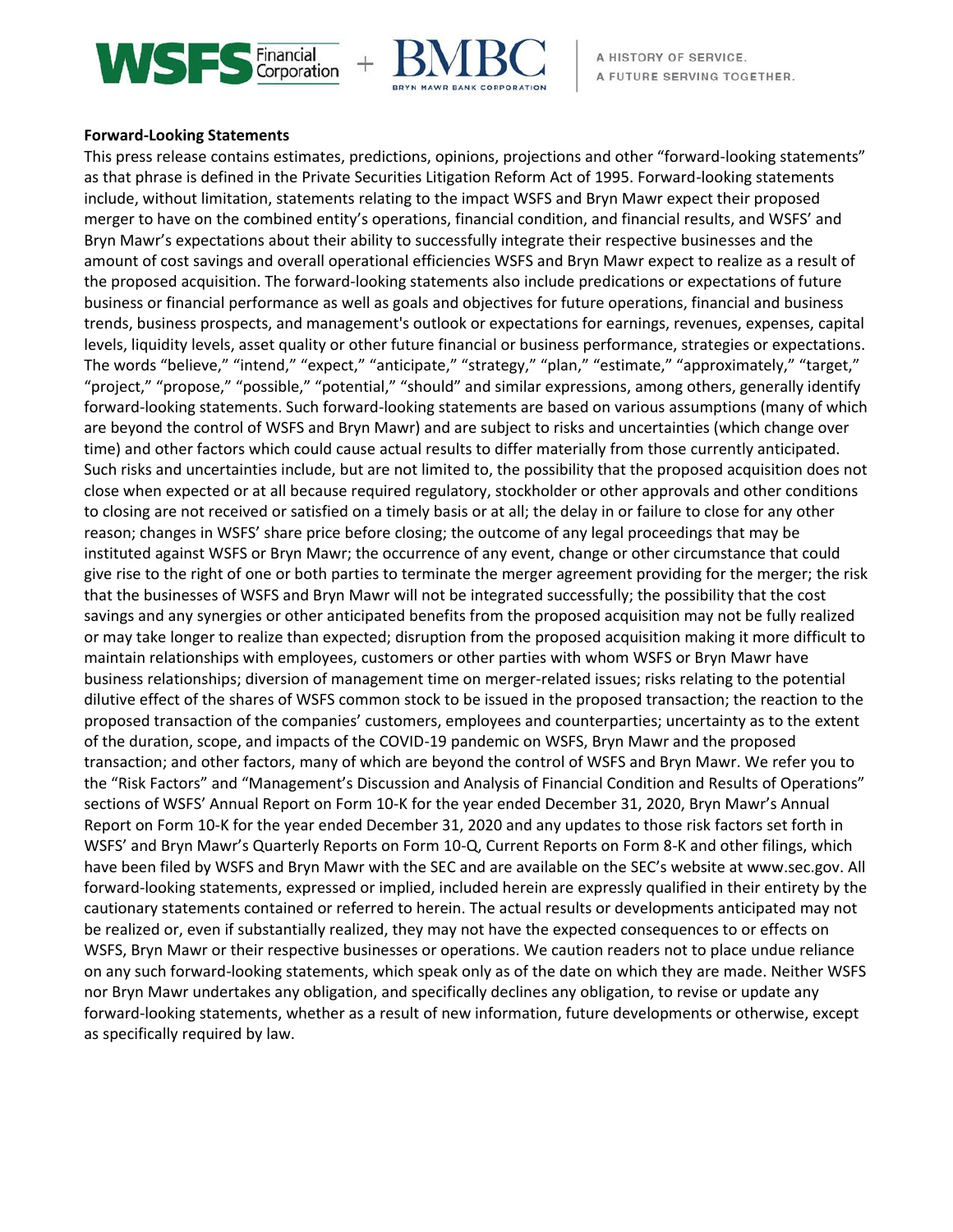**Forward-Looking Statements**

This press release contains estimates, predictions, opinions, projections and other "forward-looking statements" as that phrase is defined in the Private Securities Litigation Reform Act of 1995. Forward-looking statements include, without limitation, statements relating to the impact WSFS and Bryn Mawr expect their proposed merger to have on the combined entity's operations, financial condition, and financial results, and WSFS' and Bryn Mawr's expectations about their ability to successfully integrate their respective businesses and the amount of cost savings and overall operational efficiencies WSFS and Bryn Mawr expect to realize as a result of the proposed acquisition. The forward-looking statements also include predications or expectations of future business or financial performance as well as goals and objectives for future operations, financial and business trends, business prospects, and management's outlook or expectations for earnings, revenues, expenses, capital levels, liquidity levels, asset quality or other future financial or business performance, strategies or expectations. The words "believe," "intend," "expect," "anticipate," "strategy," "plan," "estimate," "approximately," "target," "project," "propose," "possible," "potential," "should" and similar expressions, among others, generally identify forward-looking statements. Such forward-looking statements are based on various assumptions (many of which are beyond the control of WSFS and Bryn Mawr) and are subject to risks and uncertainties (which change over time) and other factors which could cause actual results to differ materially from those currently anticipated. Such risks and uncertainties include, but are not limited to, the possibility that the proposed acquisition does not close when expected or at all because required regulatory, stockholder or other approvals and other conditions to closing are not received or satisfied on a timely basis or at all; the delay in or failure to close for any other reason; changes in WSFS' share price before closing; the outcome of any legal proceedings that may be instituted against WSFS or Bryn Mawr; the occurrence of any event, change or other circumstance that could give rise to the right of one or both parties to terminate the merger agreement providing for the merger; the risk that the businesses of WSFS and Bryn Mawr will not be integrated successfully; the possibility that the cost savings and any synergies or other anticipated benefits from the proposed acquisition may not be fully realized or may take longer to realize than expected; disruption from the proposed acquisition making it more difficult to maintain relationships with employees, customers or other parties with whom WSFS or Bryn Mawr have business relationships; diversion of management time on merger-related issues; risks relating to the potential dilutive effect of the shares of WSFS common stock to be issued in the proposed transaction; the reaction to the proposed transaction of the companies' customers, employees and counterparties; uncertainty as to the extent of the duration, scope, and impacts of the COVID-19 pandemic on WSFS, Bryn Mawr and the proposed transaction; and other factors, many of which are beyond the control of WSFS and Bryn Mawr. We refer you to the "Risk Factors" and "Management's Discussion and Analysis of Financial Condition and Results of Operations" sections of WSFS' Annual Report on Form 10-K for the year ended December 31, 2020, Bryn Mawr's Annual Report on Form 10-K for the year ended December 31, 2020 and any updates to those risk factors set forth in WSFS' and Bryn Mawr's Quarterly Reports on Form 10-Q, Current Reports on Form 8-K and other filings, which have been filed by WSFS and Bryn Mawr with the SEC and are available on the SEC's website at www.sec.gov. All forward-looking statements, expressed or implied, included herein are expressly qualified in their entirety by the cautionary statements contained or referred to herein. The actual results or developments anticipated may not be realized or, even if substantially realized, they may not have the expected consequences to or effects on WSFS, Bryn Mawr or their respective businesses or operations. We caution readers not to place undue reliance on any such forward-looking statements, which speak only as of the date on which they are made. Neither WSFS nor Bryn Mawr undertakes any obligation, and specifically declines any obligation, to revise or update any forward-looking statements, whether as a result of new information, future developments or otherwise, except as specifically required by law.